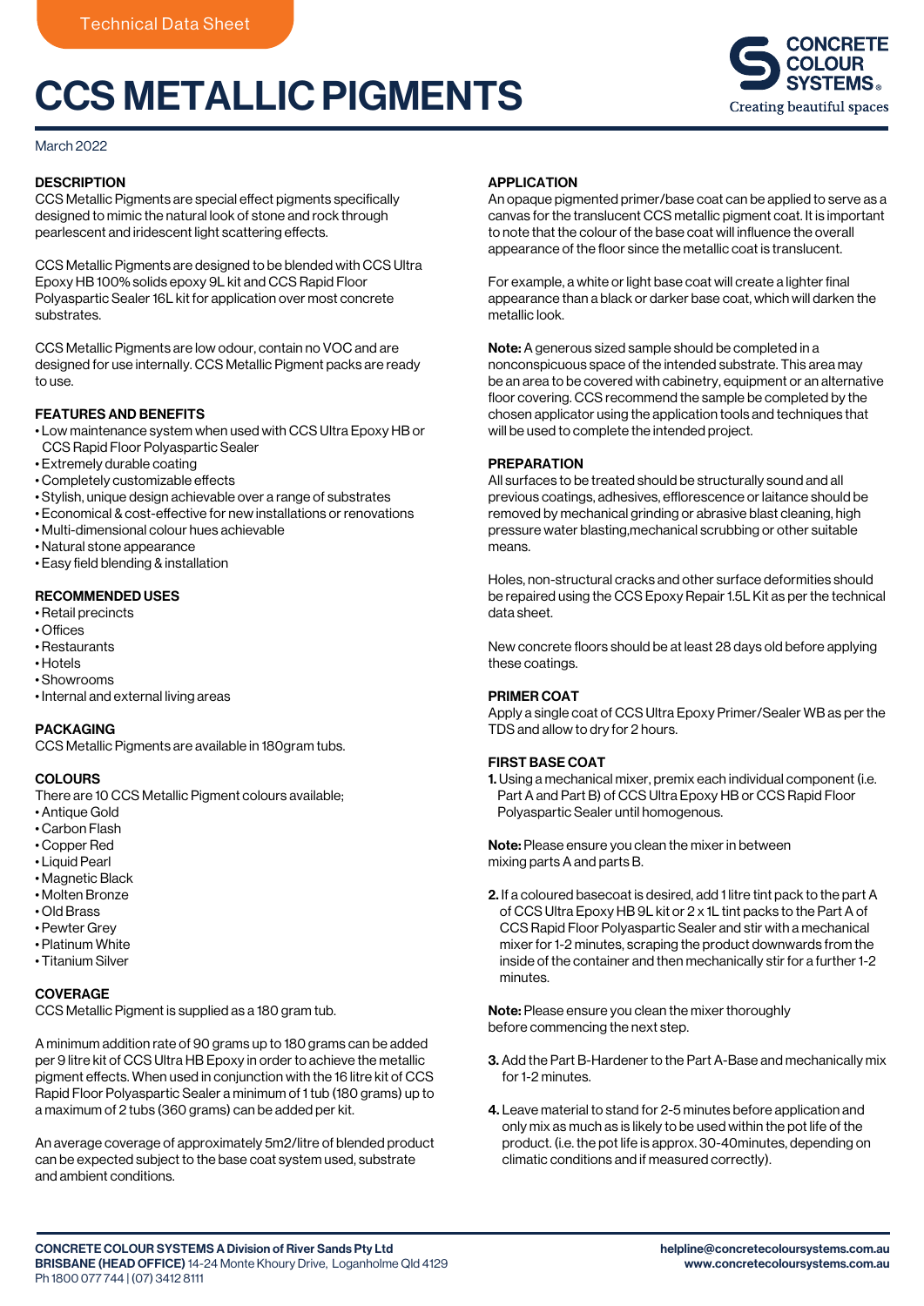Technical Data Sheet

# CCS METALLIC PIGMENTS

March 2022

## DESCRIPTION

CCS Metallic Pigments are special effect pigments specifically designed to mimic the natural look of stone and rock through pearlescent and iridescent light scattering effects.

CCS Metallic Pigments are designed to be blended with CCS Ultra Epoxy HB 100% solids epoxy 9L kit and CCS Rapid Floor Polyaspartic Sealer 16L kit for application over most concrete substrates.

CCS Metallic Pigments are low odour, contain no VOC and are designed for use internally. CCS Metallic Pigment packs are ready to use.

## FEATURES AND BENEFITS

- Low maintenance system when used with CCS Ultra Epoxy HB or CCS Rapid Floor Polyaspartic Sealer
- Extremely durable coating
- Completely customizable effects
- Stylish, unique design achievable over a range of substrates
- Economical & cost-effective for new installations or renovations
- Multi-dimensional colour hues achievable
- Natural stone appearance
- Easy field blending & installation

## RECOMMENDED USES

- Retail precincts
- Offices
- Restaurants
- Hotels
- Showrooms
- Internal and external living areas

## PACKAGING

CCS Metallic Pigments are available in 180gram tubs.

## COLOURS

There are 10 CCS Metallic Pigment colours available;

- Antique Gold
- Carbon Flash
- Copper Red
- Liquid Pearl
- Magnetic Black
- Molten Bronze
- Old Brass
- Pewter Grey
- Platinum White
- Titanium Silver

## COVERAGE

CCS Metallic Pigment is supplied as a 180 gram tub.

A minimum addition rate of 90 grams up to 180 grams can be added per 9 litre kit of CCS Ultra HB Epoxy in order to achieve the metallic pigment effects. When used in conjunction with the 16 litre kit of CCS Rapid Floor Polyaspartic Sealer a minimum of 1 tub (180 grams) up to a maximum of 2 tubs (360 grams) can be added per kit.

An average coverage of approximately 5m2/litre of blended product can be expected subject to the base coat system used, substrate and ambient conditions.

## APPLICATION

An opaque pigmented primer/base coat can be applied to serve as a canvas for the translucent CCS metallic pigment coat. It is important to note that the colour of the base coat will influence the overall appearance of the floor since the metallic coat is translucent.

For example, a white or light base coat will create a lighter final appearance than a black or darker base coat, which will darken the metallic look.

**Note:** A generous sized sample should be completed in a nonconspicuous space of the intended substrate. This area may be an area to be covered with cabinetry, equipment or an alternative floor covering. CCS recommend the sample be completed by the chosen applicator using the application tools and techniques that will be used to complete the intended project.

## PREPARATION

All surfaces to be treated should be structurally sound and all previous coatings, adhesives, efflorescence or laitance should be removed by mechanical grinding or abrasive blast cleaning, high pressure water blasting,mechanical scrubbing or other suitable means.

Holes, non-structural cracks and other surface deformities should be repaired using the CCS Epoxy Repair 1.5L Kit as per the technical data sheet.

New concrete floors should be at least 28 days old before applying these coatings.

## PRIMER COAT

Apply a single coat of CCS Ultra Epoxy Primer/Sealer WB as per the TDS and allow to dry for 2 hours.

## FIRST BASE COAT

1. Using a mechanical mixer, premix each individual component (i.e. Part A and Part B) of CCS Ultra Epoxy HB or CCS Rapid Floor Polyaspartic Sealer until homogenous.

**Note:** Please ensure you clean the mixer in between mixing parts A and parts B.

2. If a coloured basecoat is desired, add 1 litre tint pack to the part A of CCS Ultra Epoxy HB 9L kit or 2 x 1L tint packs to the Part A of CCS Rapid Floor Polyaspartic Sealer and stir with a mechanical mixer for 1-2 minutes, scraping the product downwards from the inside of the container and then mechanically stir for a further 1-2 minutes.

**Note:** Please ensure you clean the mixer thoroughly before commencing the next step.

3. Add the Part B-Hardener to the Part A-Base and mechanically mix for 1-2 minutes.

4. Leave material to stand for 2-5 minutes before application and only mix as much as is likely to be used within the pot life of the product. (i.e. the pot life is approx. 30-40minutes, depending on climatic conditions and if measured correctly).

**CONCRETE COLOUR SYSTEMS A Division of River Sands Pty Ltd**
**BRISBANE (HEAD OFFICE)** 14-24 Monte Khoury Drive, Loganholme Qld 4129
Ph 1800 077 744 | (07) 3412 8111

**helpline@concretecoloursystems.com.au**
**www.concretecoloursystems.com.au**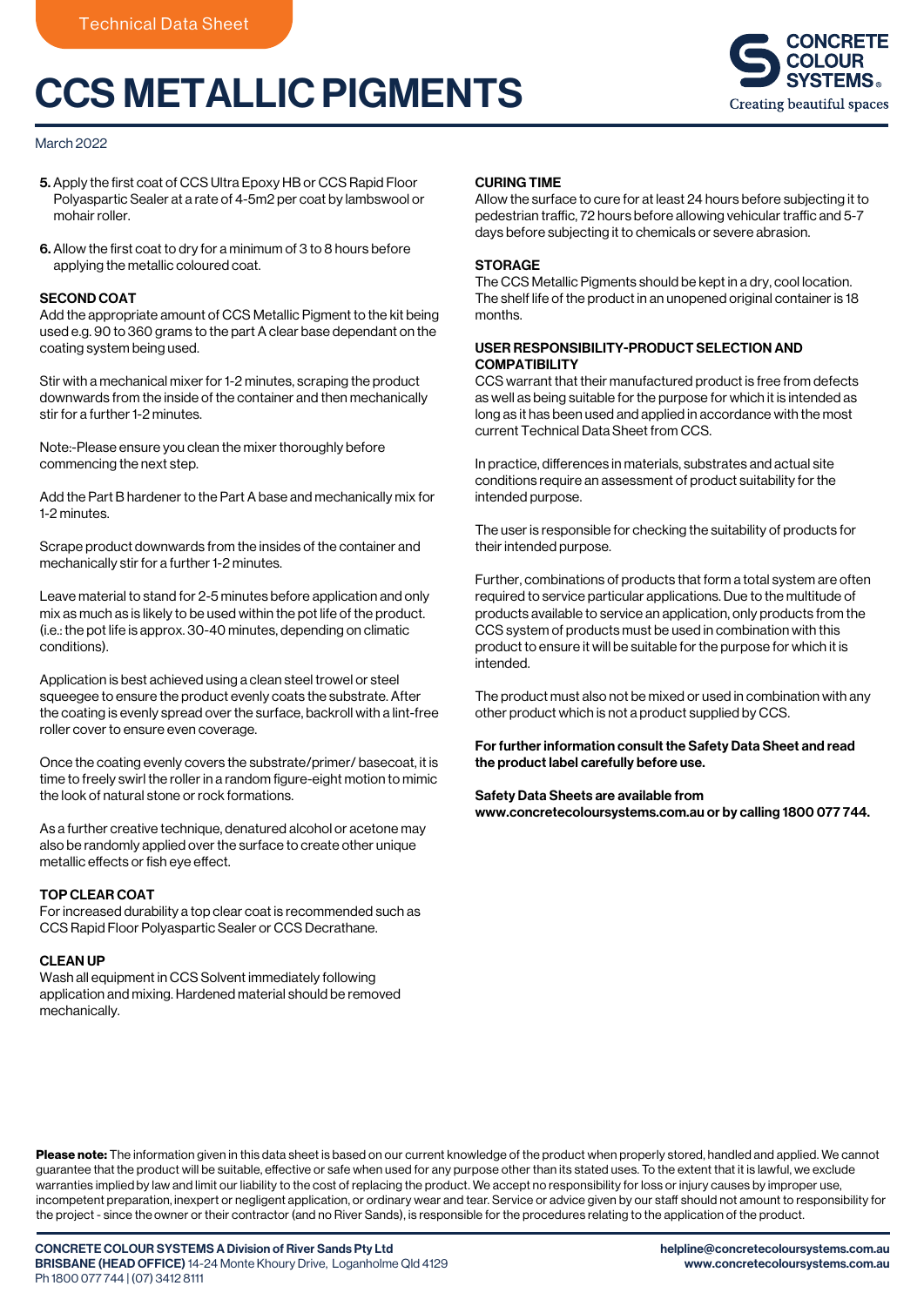# CCS METALLIC PIGMENTS

March 2022

5. Apply the first coat of CCS Ultra Epoxy HB or CCS Rapid Floor Polyaspartic Sealer at a rate of 4-5m2 per coat by lambswool or mohair roller.

6. Allow the first coat to dry for a minimum of 3 to 8 hours before applying the metallic coloured coat.

**SECOND COAT**

Add the appropriate amount of CCS Metallic Pigment to the kit being used e.g. 90 to 360 grams to the part A clear base dependant on the coating system being used.

Stir with a mechanical mixer for 1-2 minutes, scraping the product downwards from the inside of the container and then mechanically stir for a further 1-2 minutes.

Note:-Please ensure you clean the mixer thoroughly before commencing the next step.

Add the Part B hardener to the Part A base and mechanically mix for 1-2 minutes.

Scrape product downwards from the insides of the container and mechanically stir for a further 1-2 minutes.

Leave material to stand for 2-5 minutes before application and only mix as much as is likely to be used within the pot life of the product. (i.e.: the pot life is approx. 30-40 minutes, depending on climatic conditions).

Application is best achieved using a clean steel trowel or steel squeegee to ensure the product evenly coats the substrate. After the coating is evenly spread over the surface, backroll with a lint-free roller cover to ensure even coverage.

Once the coating evenly covers the substrate/primer/ basecoat, it is time to freely swirl the roller in a random figure-eight motion to mimic the look of natural stone or rock formations.

As a further creative technique, denatured alcohol or acetone may also be randomly applied over the surface to create other unique metallic effects or fish eye effect.

**TOP CLEAR COAT**

For increased durability a top clear coat is recommended such as CCS Rapid Floor Polyaspartic Sealer or CCS Decrathane.

**CLEAN UP**

Wash all equipment in CCS Solvent immediately following application and mixing. Hardened material should be removed mechanically.

**CURING TIME**

Allow the surface to cure for at least 24 hours before subjecting it to pedestrian traffic, 72 hours before allowing vehicular traffic and 5-7 days before subjecting it to chemicals or severe abrasion.

**STORAGE**

The CCS Metallic Pigments should be kept in a dry, cool location. The shelf life of the product in an unopened original container is 18 months.

**USER RESPONSIBILITY-PRODUCT SELECTION AND COMPATIBILITY**

CCS warrant that their manufactured product is free from defects as well as being suitable for the purpose for which it is intended as long as it has been used and applied in accordance with the most current Technical Data Sheet from CCS.

In practice, differences in materials, substrates and actual site conditions require an assessment of product suitability for the intended purpose.

The user is responsible for checking the suitability of products for their intended purpose.

Further, combinations of products that form a total system are often required to service particular applications. Due to the multitude of products available to service an application, only products from the CCS system of products must be used in combination with this product to ensure it will be suitable for the purpose for which it is intended.

The product must also not be mixed or used in combination with any other product which is not a product supplied by CCS.

**For further information consult the Safety Data Sheet and read the product label carefully before use.**

**Safety Data Sheets are available from www.concretecoloursystems.com.au or by calling 1800 077 744.**

**Please note:** The information given in this data sheet is based on our current knowledge of the product when properly stored, handled and applied. We cannot guarantee that the product will be suitable, effective or safe when used for any purpose other than its stated uses. To the extent that it is lawful, we exclude warranties implied by law and limit our liability to the cost of replacing the product. We accept no responsibility for loss or injury causes by improper use, incompetent preparation, inexpert or negligent application, or ordinary wear and tear. Service or advice given by our staff should not amount to responsibility for the project - since the owner or their contractor (and no River Sands), is responsible for the procedures relating to the application of the product.

**CONCRETE COLOUR SYSTEMS A Division of River Sands Pty Ltd**
**BRISBANE (HEAD OFFICE)** 14-24 Monte Khoury Drive, Loganholme Qld 4129
Ph 1800 077 744 | (07) 3412 8111

**helpline@concretecoloursystems.com.au**
**www.concretecoloursystems.com.au**